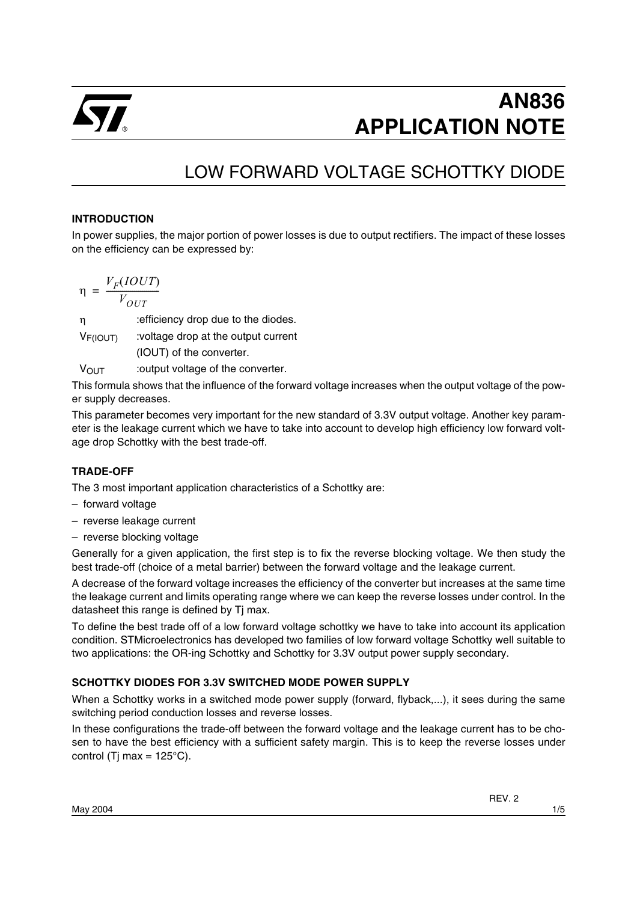# AN836 APPLICATION NOTE

## LOW FORWARD VOLTAGE SCHOTTKY DIODE

### INTRODUCTION

In power supplies, the major portion of power losses is due to output rectifiers. The impact of these losses on the efficiency can be expressed by:

$$\eta = \frac{V_F(IOUT)}{V_{OUT}}$$

$\eta$ :efficiency drop due to the diodes.

$V_{F(IOUT)}$ :voltage drop at the output current (IOUT) of the converter.

$V_{OUT}$ :output voltage of the converter.

This formula shows that the influence of the forward voltage increases when the output voltage of the power supply decreases.

This parameter becomes very important for the new standard of 3.3V output voltage. Another key parameter is the leakage current which we have to take into account to develop high efficiency low forward voltage drop Schottky with the best trade-off.

### TRADE-OFF

The 3 most important application characteristics of a Schottky are:

- forward voltage
- reverse leakage current
- reverse blocking voltage

Generally for a given application, the first step is to fix the reverse blocking voltage. We then study the best trade-off (choice of a metal barrier) between the forward voltage and the leakage current.

A decrease of the forward voltage increases the efficiency of the converter but increases at the same time the leakage current and limits operating range where we can keep the reverse losses under control. In the datasheet this range is defined by Tj max.

To define the best trade off of a low forward voltage schottky we have to take into account its application condition. STMicroelectronics has developed two families of low forward voltage Schottky well suitable to two applications: the OR-ing Schottky and Schottky for 3.3V output power supply secondary.

### SCHOTTKY DIODES FOR 3.3V SWITCHED MODE POWER SUPPLY

When a Schottky works in a switched mode power supply (forward, flyback,...), it sees during the same switching period conduction losses and reverse losses.

In these configurations the trade-off between the forward voltage and the leakage current has to be chosen to have the best efficiency with a sufficient safety margin. This is to keep the reverse losses under control (Tj max = 125°C).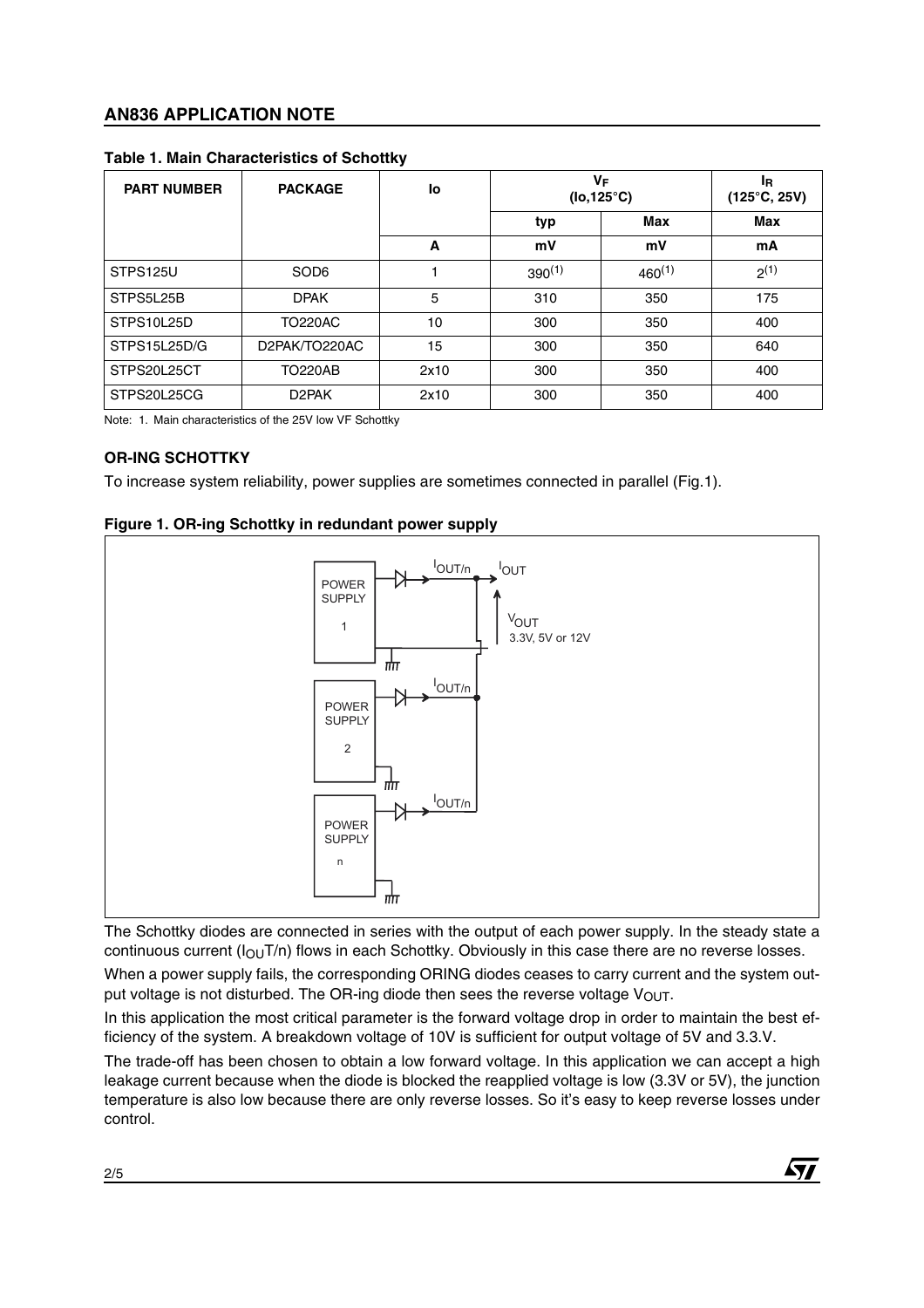**Table 1. Main Characteristics of Schottky**

| PART NUMBER | PACKAGE | Io | $V_F$ (Io,125°C) | | $I_R$ (125°C, 25V) |
|---|---|---|---|---|---|
| | | | typ | Max | Max |
| | | A | mV | mV | mA |
| STPS125U | SOD6 | 1 | 390 [1] | 460 [1] | 2 [1] |
| STPS5L25B | DPAK | 5 | 310 | 350 | 175 |
| STPS10L25D | TO220AC | 10 | 300 | 350 | 400 |
| STPS15L25D/G | D2PAK/TO220AC | 15 | 300 | 350 | 640 |
| STPS20L25CT | TO220AB | 2x10 | 300 | 350 | 400 |
| STPS20L25CG | D2PAK | 2x10 | 300 | 350 | 400 |

Note: 1. Main characteristics of the 25V low VF Schottky

### OR-ING SCHOTTKY

To increase system reliability, power supplies are sometimes connected in parallel (Fig.1).

**Figure 1. OR-ing Schottky in redundant power supply**

The Schottky diodes are connected in series with the output of each power supply. In the steady state a continuous current ($I_{OUT}/n$) flows in each Schottky. Obviously in this case there are no reverse losses.

When a power supply fails, the corresponding ORING diodes ceases to carry current and the system output voltage is not disturbed. The OR-ing diode then sees the reverse voltage $V_{OUT}$.

In this application the most critical parameter is the forward voltage drop in order to maintain the best efficiency of the system. A breakdown voltage of 10V is sufficient for output voltage of 5V and 3.3.V.

The trade-off has been chosen to obtain a low forward voltage. In this application we can accept a high leakage current because when the diode is blocked the reapplied voltage is low (3.3V or 5V), the junction temperature is also low because there are only reverse losses. So it's easy to keep reverse losses under control.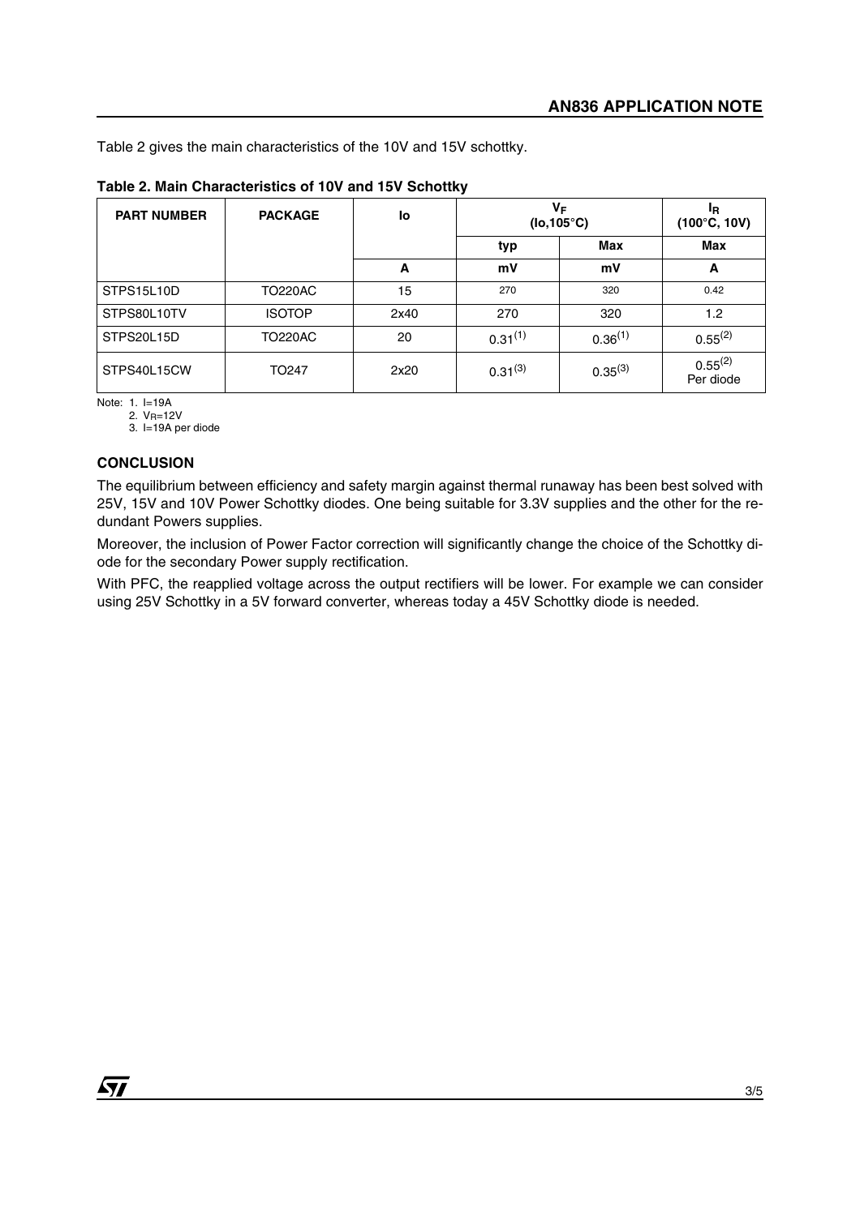Table 2 gives the main characteristics of the 10V and 15V schottky.

**Table 2. Main Characteristics of 10V and 15V Schottky**

| PART NUMBER | PACKAGE | Io | $V_F$ (Io,105°C) | | $I_R$ (100°C, 10V) |
|---|---|---|---|---|---|
| | | | typ | Max | Max |
| | | A | mV | mV | A |
| STPS15L10D | TO220AC | 15 | 270 | 320 | 0.42 |
| STPS80L10TV | ISOTOP | 2x40 | 270 | 320 | 1.2 |
| STPS20L15D | TO220AC | 20 | 0.31(1) | 0.36(1) | 0.55(2) |
| STPS40L15CW | TO247 | 2x20 | 0.31(3) | 0.35(3) | 0.55(2) Per diode |

Note: 1. I=19A
2. $V_R$=12V
3. I=19A per diode

**CONCLUSION**

The equilibrium between efficiency and safety margin against thermal runaway has been best solved with 25V, 15V and 10V Power Schottky diodes. One being suitable for 3.3V supplies and the other for the redundant Powers supplies.

Moreover, the inclusion of Power Factor correction will significantly change the choice of the Schottky diode for the secondary Power supply rectification.

With PFC, the reapplied voltage across the output rectifiers will be lower. For example we can consider using 25V Schottky in a 5V forward converter, whereas today a 45V Schottky diode is needed.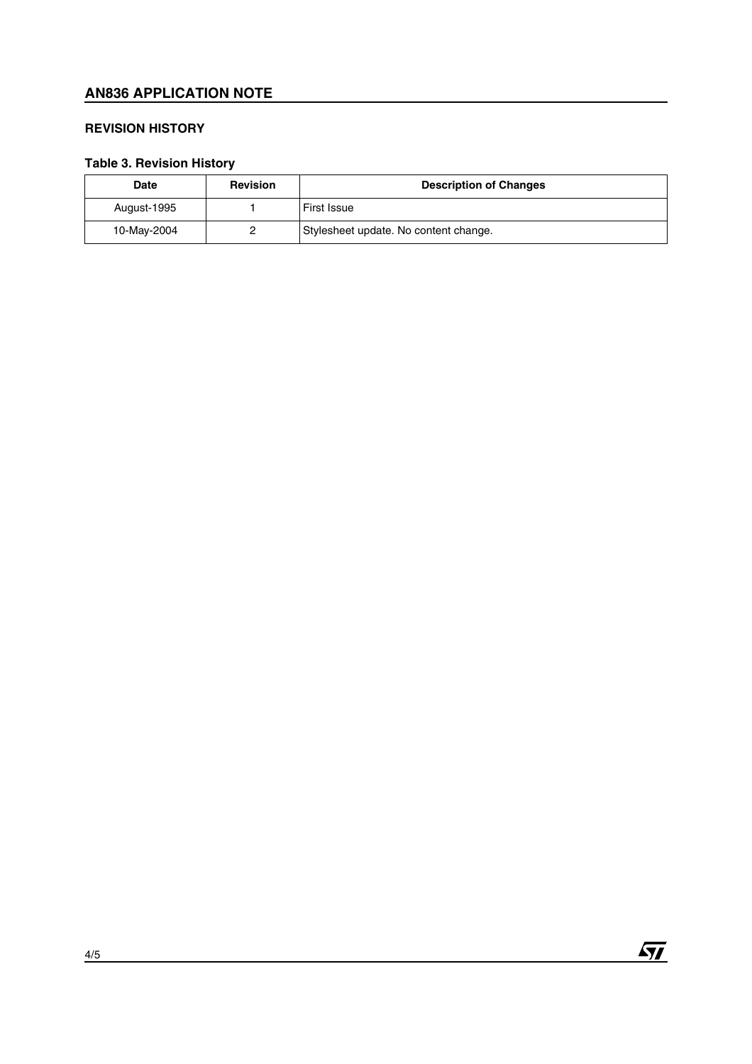## REVISION HISTORY

**Table 3. Revision History**

| Date | Revision | Description of Changes |
|---|---|---|
| August-1995 | 1 | First Issue |
| 10-May-2004 | 2 | Stylesheet update. No content change. |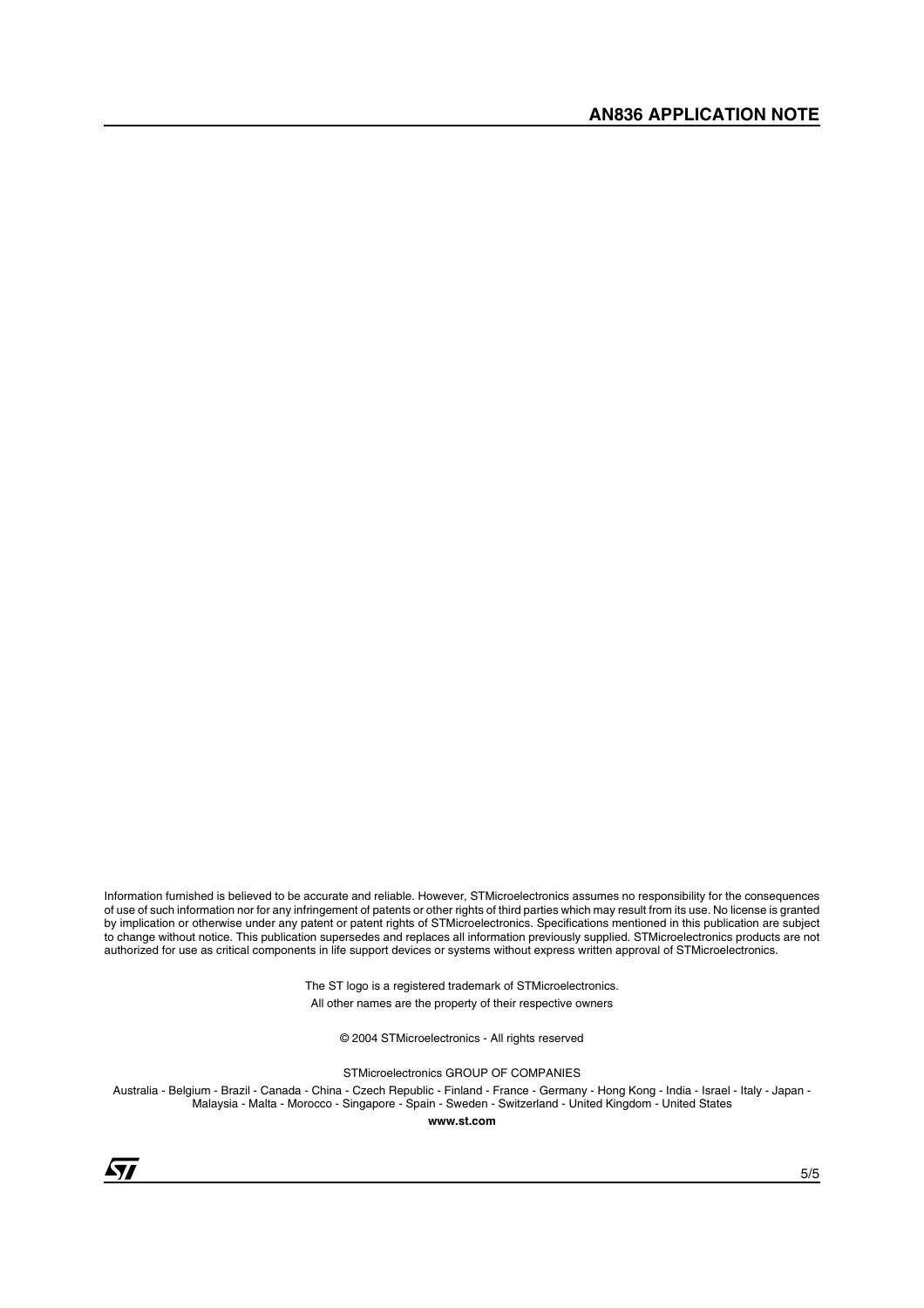Information furnished is believed to be accurate and reliable. However, STMicroelectronics assumes no responsibility for the consequences of use of such information nor for any infringement of patents or other rights of third parties which may result from its use. No license is granted by implication or otherwise under any patent or patent rights of STMicroelectronics. Specifications mentioned in this publication are subject to change without notice. This publication supersedes and replaces all information previously supplied. STMicroelectronics products are not authorized for use as critical components in life support devices or systems without express written approval of STMicroelectronics.

The ST logo is a registered trademark of STMicroelectronics.

All other names are the property of their respective owners

© 2004 STMicroelectronics - All rights reserved

STMicroelectronics GROUP OF COMPANIES

Australia - Belgium - Brazil - Canada - China - Czech Republic - Finland - France - Germany - Hong Kong - India - Israel - Italy - Japan - Malaysia - Malta - Morocco - Singapore - Spain - Sweden - Switzerland - United Kingdom - United States

**www.st.com**